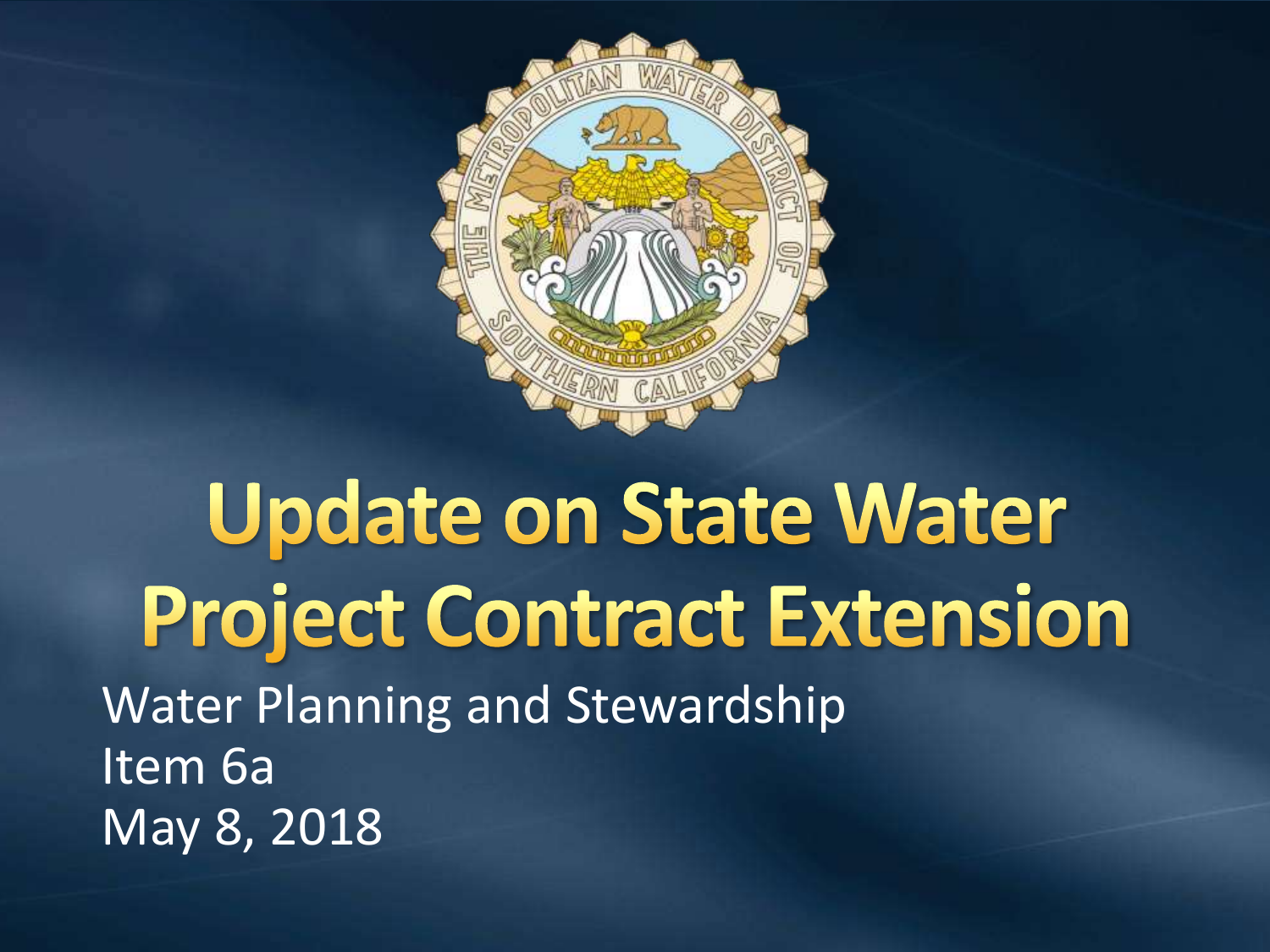# Update on State Water Project Contract Extension

Water Planning and Stewardship
Item 6a
May 8, 2018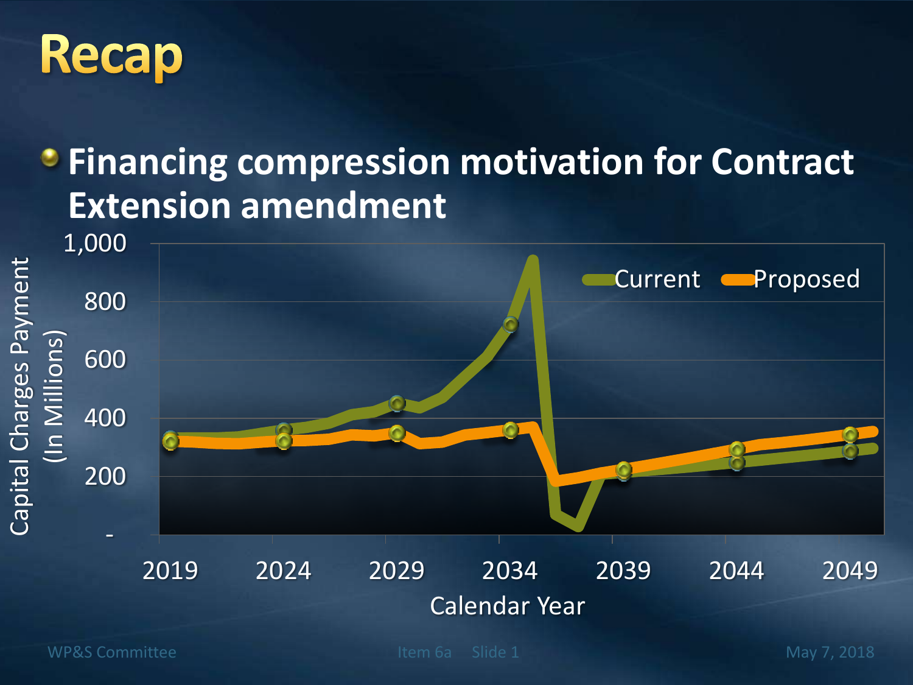# Recap

- **Financing compression motivation for Contract Extension amendment**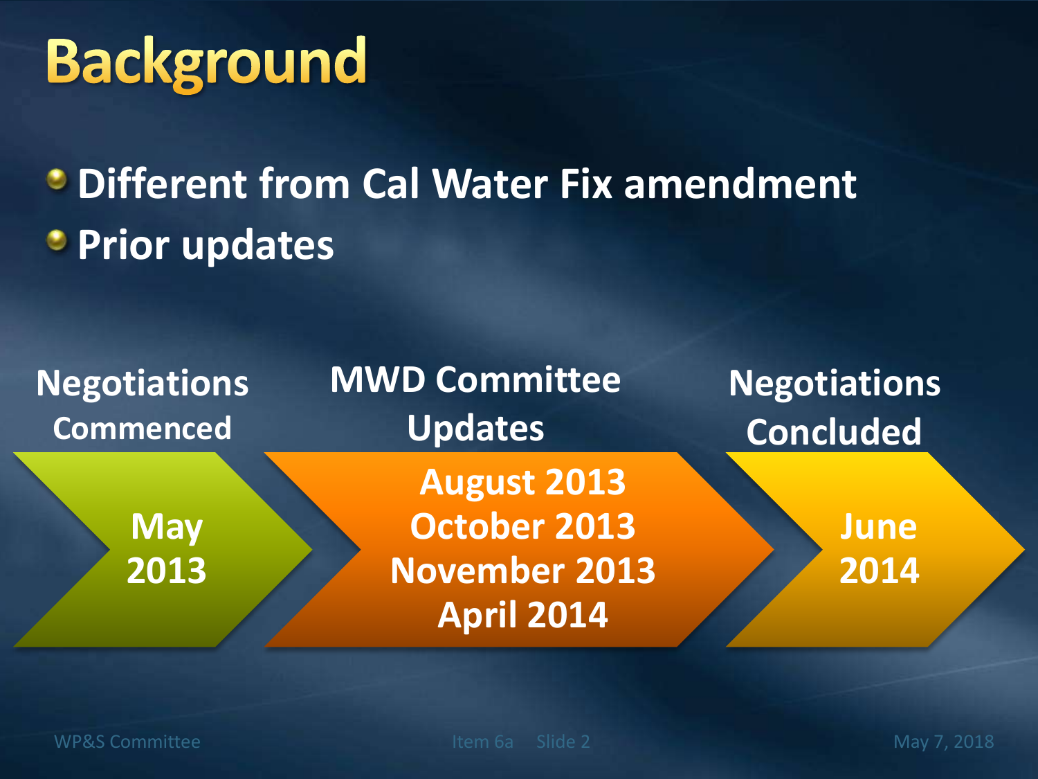# Background

- Different from Cal Water Fix amendment
- Prior updates

| Negotiations Commenced | MWD Committee Updates | Negotiations Concluded |
|---|---|---|
| May 2013 | August 2013<br>October 2013<br>November 2013<br>April 2014 | June 2014 |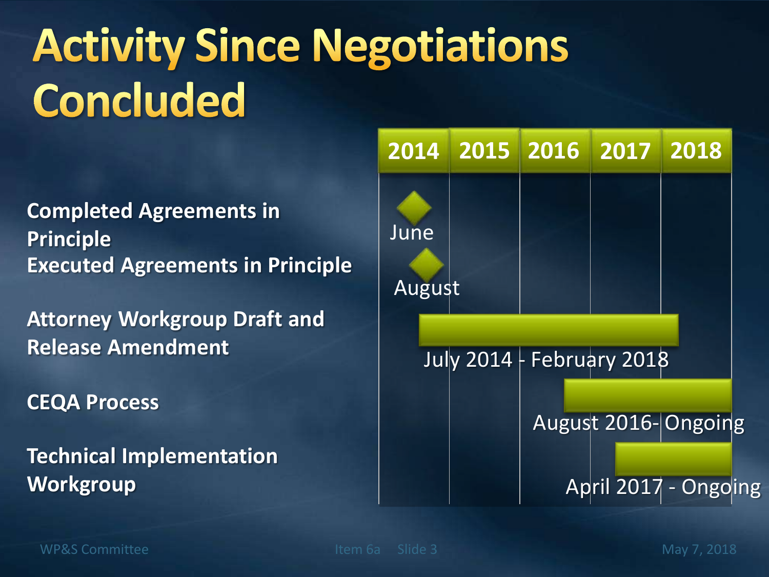# Activity Since Negotiations Concluded

| Activity | 2014 | 2015 | 2016 | 2017 | 2018 |
|---|---|---|---|---|---|
| Completed Agreements in Principle | June | | | | |
| Executed Agreements in Principle | August | | | | |
| Attorney Workgroup Draft and Release Amendment | July 2014 - February 2018 | | | | |
| CEQA Process | | | August 2016- Ongoing | | |
| Technical Implementation Workgroup | | | | April 2017 - Ongoing | |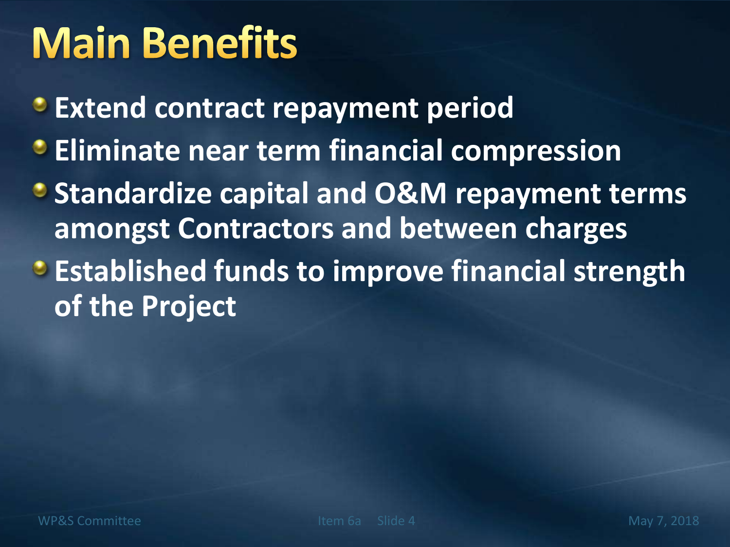# Main Benefits

- Extend contract repayment period
- Eliminate near term financial compression
- Standardize capital and O&M repayment terms amongst Contractors and between charges
- Established funds to improve financial strength of the Project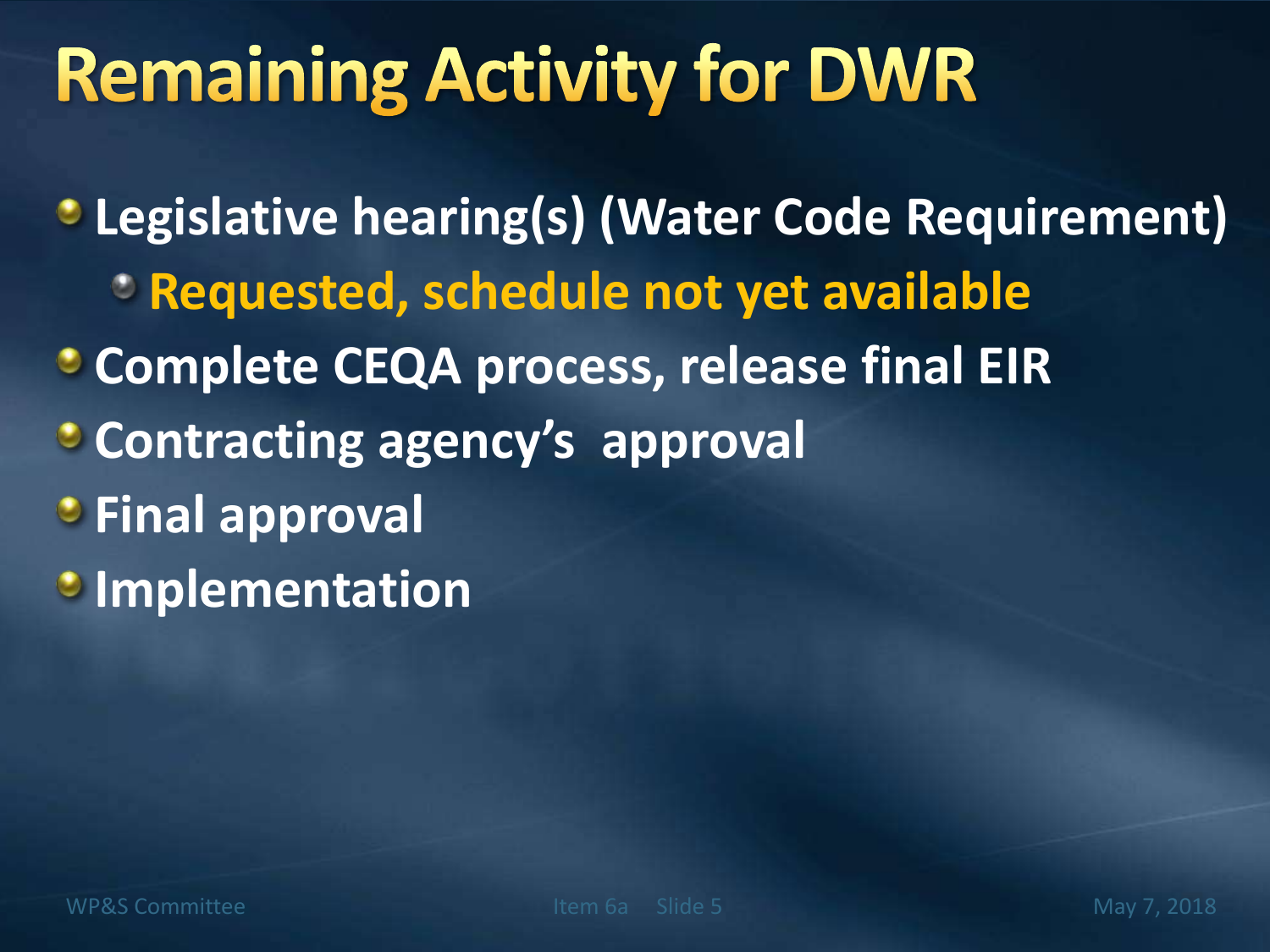# Remaining Activity for DWR

- Legislative hearing(s) (Water Code Requirement)
  - Requested, schedule not yet available
- Complete CEQA process, release final EIR
- Contracting agency's approval
- Final approval
- Implementation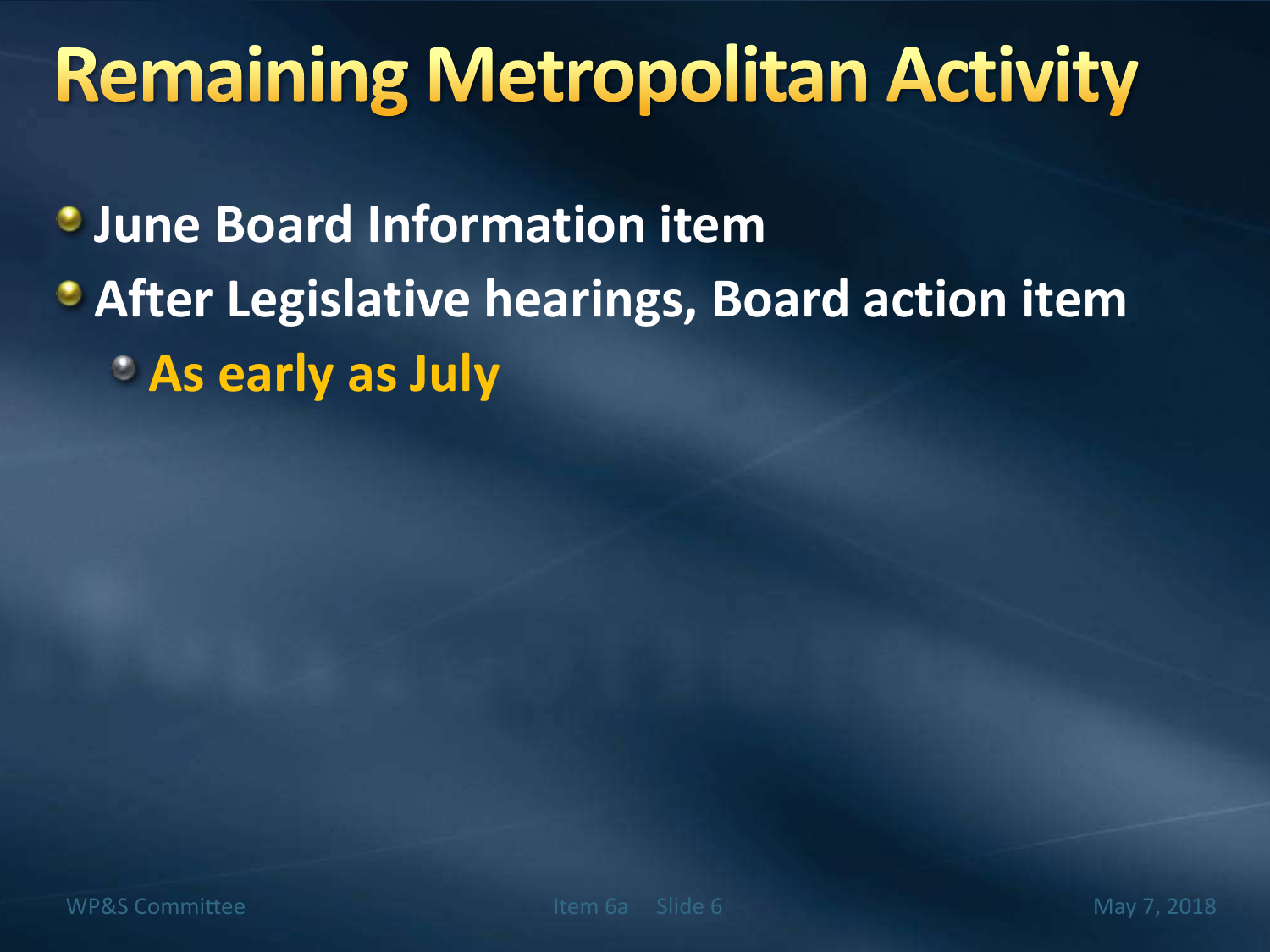# Remaining Metropolitan Activity

- June Board Information item
- After Legislative hearings, Board action item
  - As early as July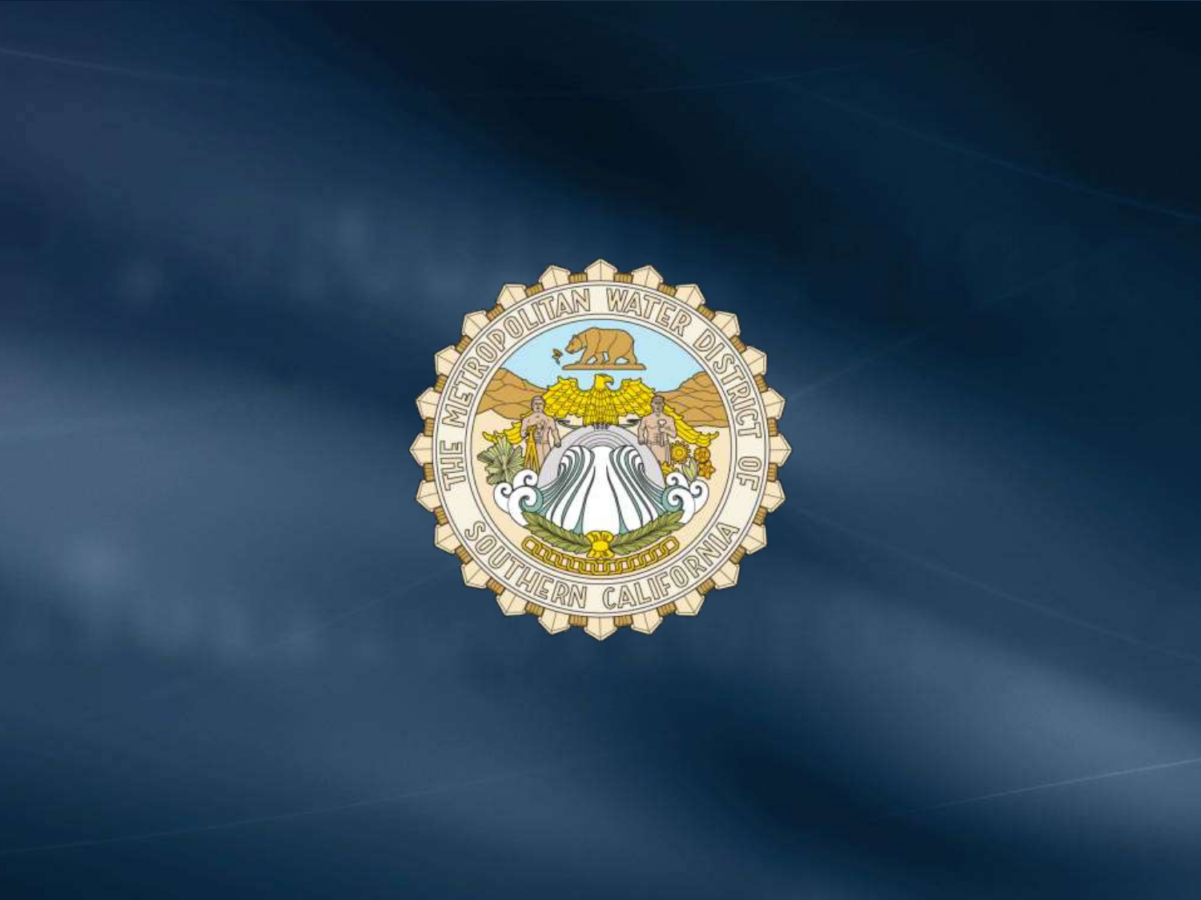THE METROPOLITAN WATER DISTRICT OF SOUTHERN CALIFORNIA